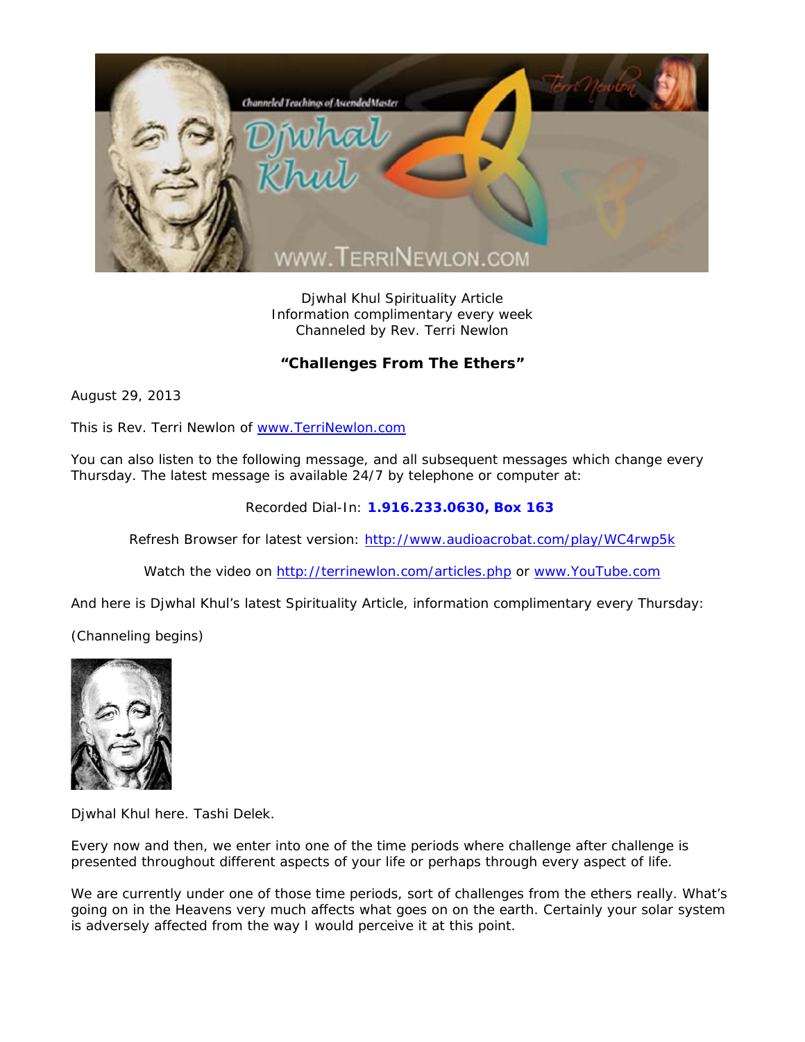Djwhal Khul Spirituality Article
Information complimentary every week
Channeled by Rev. Terri Newlon

## **"Challenges From The Ethers"**

August 29, 2013

This is Rev. Terri Newlon of www.TerriNewlon.com

You can also listen to the following message, and all subsequent messages which change every Thursday. The latest message is available 24/7 by telephone or computer at:

Recorded Dial-In: **1.916.233.0630, Box 163**

Refresh Browser for latest version: http://www.audioacrobat.com/play/WC4rwp5k

Watch the video on http://terrinewlon.com/articles.php or www.YouTube.com

And here is Djwhal Khul's latest Spirituality Article, information complimentary every Thursday:

(Channeling begins)

Djwhal Khul here. Tashi Delek.

Every now and then, we enter into one of the time periods where challenge after challenge is presented throughout different aspects of your life or perhaps through every aspect of life.

We are currently under one of those time periods, sort of challenges from the ethers really. What's going on in the Heavens very much affects what goes on on the earth. Certainly your solar system is adversely affected from the way I would perceive it at this point.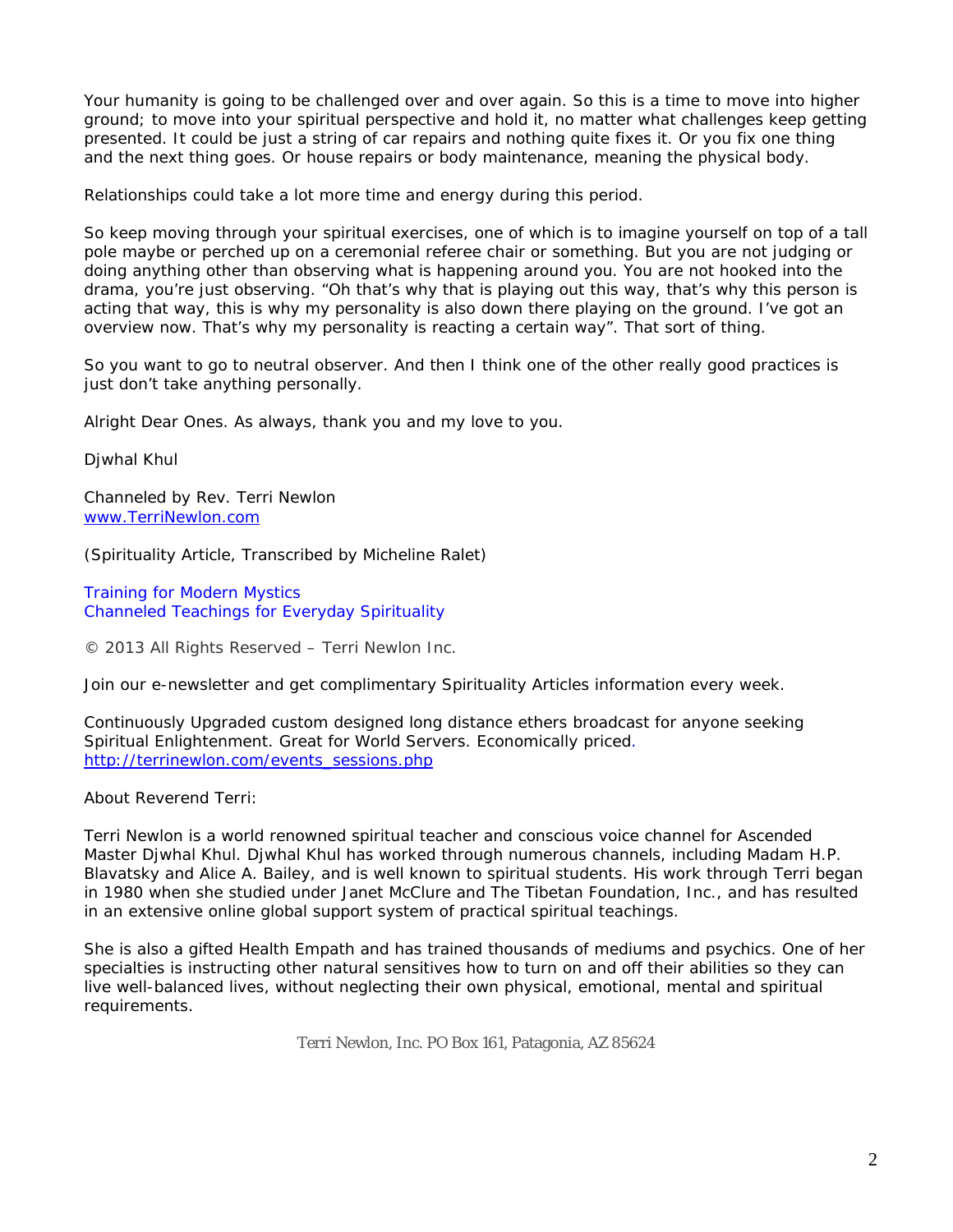Your humanity is going to be challenged over and over again. So this is a time to move into higher ground; to move into your spiritual perspective and hold it, no matter what challenges keep getting presented. It could be just a string of car repairs and nothing quite fixes it. Or you fix one thing and the next thing goes. Or house repairs or body maintenance, meaning the physical body.

Relationships could take a lot more time and energy during this period.

So keep moving through your spiritual exercises, one of which is to imagine yourself on top of a tall pole maybe or perched up on a ceremonial referee chair or something. But you are not judging or doing anything other than observing what is happening around you. You are not hooked into the drama, you're just observing. "Oh that's why that is playing out this way, that's why this person is acting that way, this is why my personality is also down there playing on the ground. I've got an overview now. That's why my personality is reacting a certain way". That sort of thing.

So you want to go to neutral observer. And then I think one of the other really good practices is just don't take anything personally.

Alright Dear Ones. As always, thank you and my love to you.

Djwhal Khul

Channeled by Rev. Terri Newlon
www.TerriNewlon.com

(Spirituality Article, Transcribed by Micheline Ralet)

Training for Modern Mystics
Channeled Teachings for Everyday Spirituality

© 2013 All Rights Reserved – Terri Newlon Inc.

Join our e-newsletter and get complimentary Spirituality Articles information every week.

Continuously Upgraded custom designed long distance ethers broadcast for anyone seeking Spiritual Enlightenment. Great for World Servers. Economically priced.
http://terrinewlon.com/events_sessions.php

About Reverend Terri:

Terri Newlon is a world renowned spiritual teacher and conscious voice channel for Ascended Master Djwhal Khul. Djwhal Khul has worked through numerous channels, including Madam H.P. Blavatsky and Alice A. Bailey, and is well known to spiritual students. His work through Terri began in 1980 when she studied under Janet McClure and The Tibetan Foundation, Inc., and has resulted in an extensive online global support system of practical spiritual teachings.

She is also a gifted Health Empath and has trained thousands of mediums and psychics. One of her specialties is instructing other natural sensitives how to turn on and off their abilities so they can live well-balanced lives, without neglecting their own physical, emotional, mental and spiritual requirements.

Terri Newlon, Inc. PO Box 161, Patagonia, AZ 85624